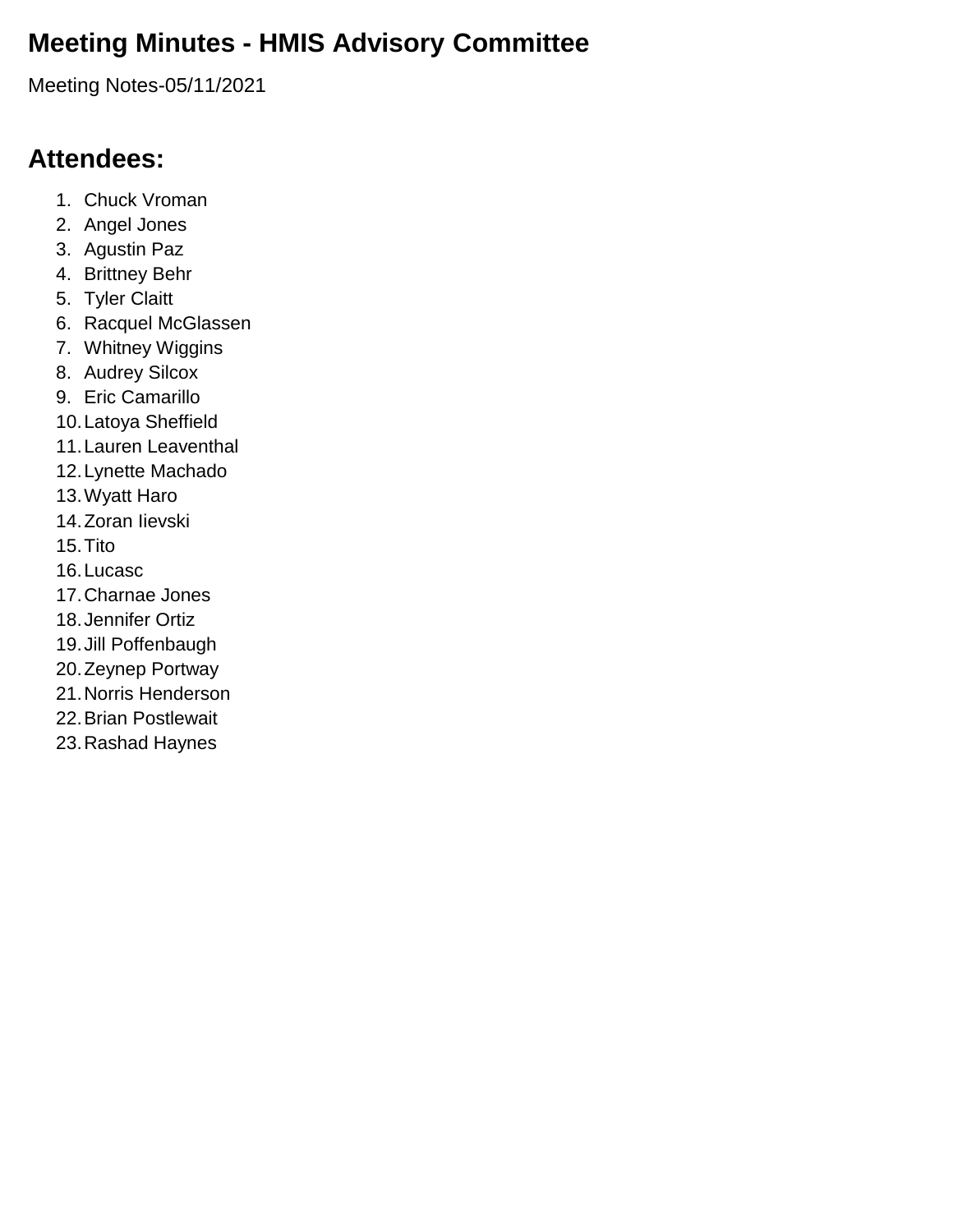# Meeting Minutes - HMIS Advisory Committee

Meeting Notes-05/11/2021

## Attendees:

1. Chuck Vroman
2. Angel Jones
3. Agustin Paz
4. Brittney Behr
5. Tyler Claitt
6. Racquel McGlassen
7. Whitney Wiggins
8. Audrey Silcox
9. Eric Camarillo
10. Latoya Sheffield
11. Lauren Leaventhal
12. Lynette Machado
13. Wyatt Haro
14. Zoran Iievski
15. Tito
16. Lucasc
17. Charnae Jones
18. Jennifer Ortiz
19. Jill Poffenbaugh
20. Zeynep Portway
21. Norris Henderson
22. Brian Postlewait
23. Rashad Haynes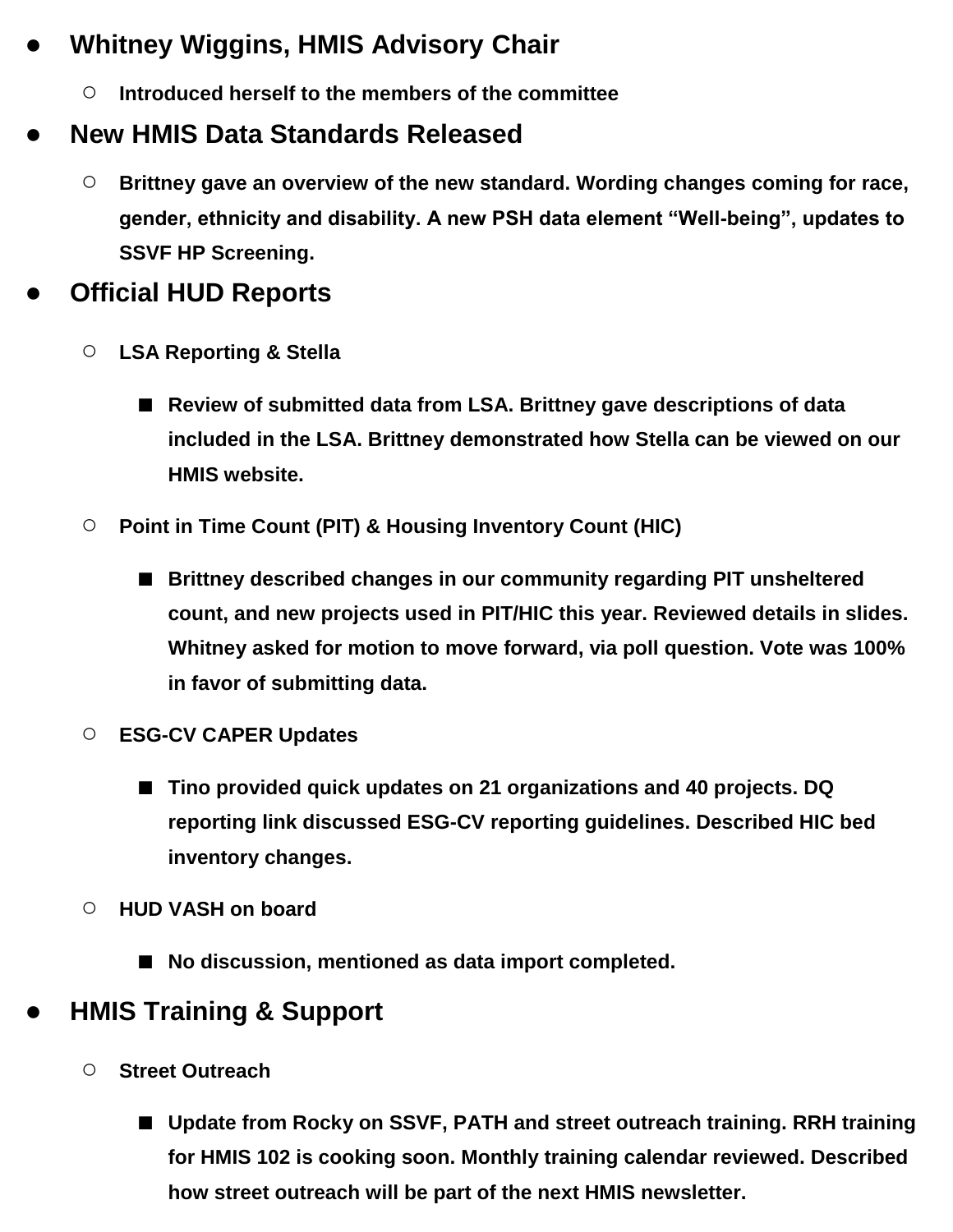- **Whitney Wiggins, HMIS Advisory Chair**
    - **Introduced herself to the members of the committee**
- **New HMIS Data Standards Released**
    - **Brittney gave an overview of the new standard. Wording changes coming for race, gender, ethnicity and disability. A new PSH data element "Well-being", updates to SSVF HP Screening.**
- **Official HUD Reports**
    - **LSA Reporting & Stella**
        - **Review of submitted data from LSA. Brittney gave descriptions of data included in the LSA. Brittney demonstrated how Stella can be viewed on our HMIS website.**
    - **Point in Time Count (PIT) & Housing Inventory Count (HIC)**
        - **Brittney described changes in our community regarding PIT unsheltered count, and new projects used in PIT/HIC this year. Reviewed details in slides. Whitney asked for motion to move forward, via poll question. Vote was 100% in favor of submitting data.**
    - **ESG-CV CAPER Updates**
        - **Tino provided quick updates on 21 organizations and 40 projects. DQ reporting link discussed ESG-CV reporting guidelines. Described HIC bed inventory changes.**
    - **HUD VASH on board**
        - **No discussion, mentioned as data import completed.**
- **HMIS Training & Support**
    - **Street Outreach**
        - **Update from Rocky on SSVF, PATH and street outreach training. RRH training for HMIS 102 is cooking soon. Monthly training calendar reviewed. Described how street outreach will be part of the next HMIS newsletter.**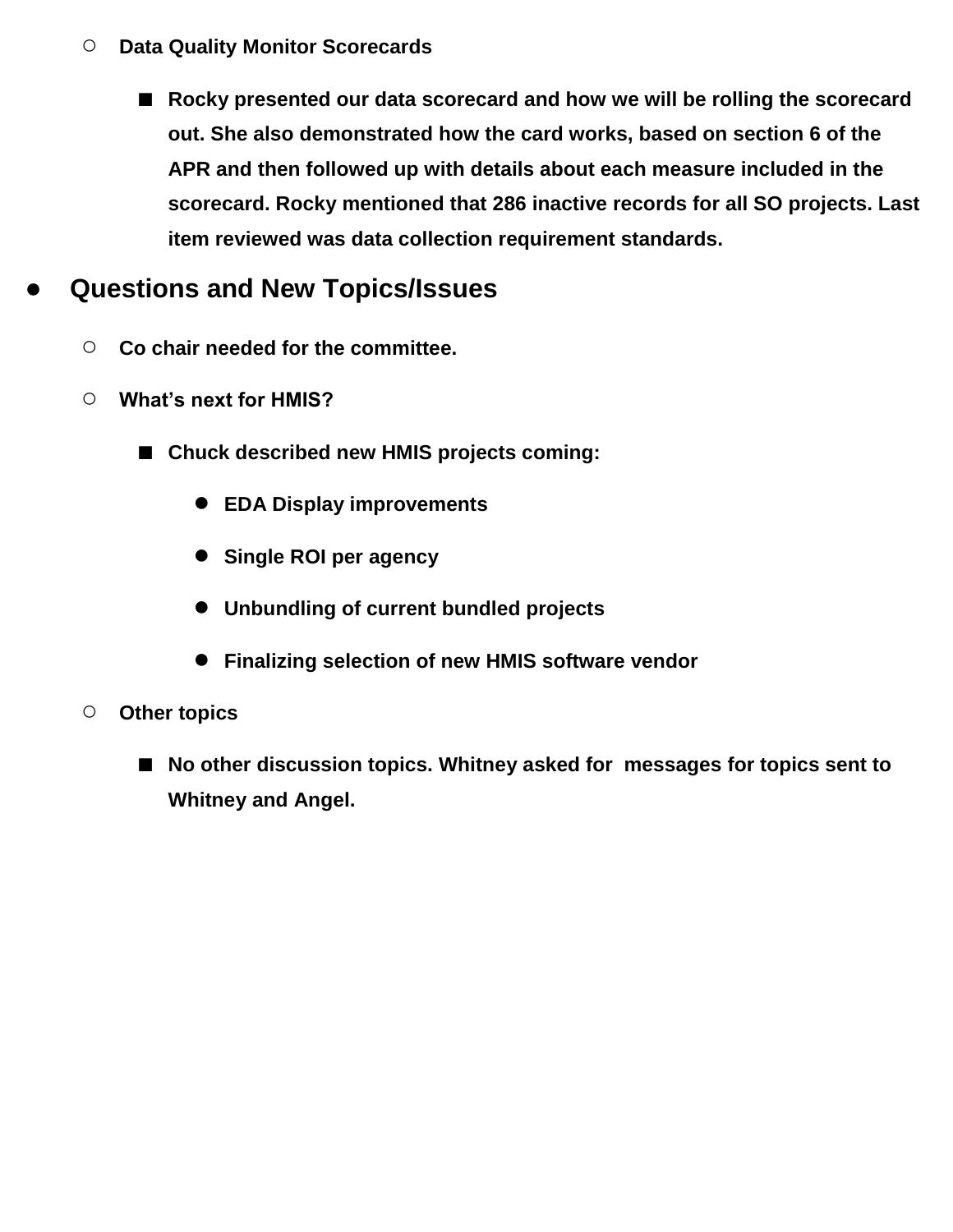- **Data Quality Monitor Scorecards**
  - **Rocky presented our data scorecard and how we will be rolling the scorecard out. She also demonstrated how the card works, based on section 6 of the APR and then followed up with details about each measure included in the scorecard. Rocky mentioned that 286 inactive records for all SO projects. Last item reviewed was data collection requirement standards.**

- **Questions and New Topics/Issues**
  - **Co chair needed for the committee.**
  - **What's next for HMIS?**
    - **Chuck described new HMIS projects coming:**
      - **EDA Display improvements**
      - **Single ROI per agency**
      - **Unbundling of current bundled projects**
      - **Finalizing selection of new HMIS software vendor**
  - **Other topics**
    - **No other discussion topics. Whitney asked for messages for topics sent to Whitney and Angel.**